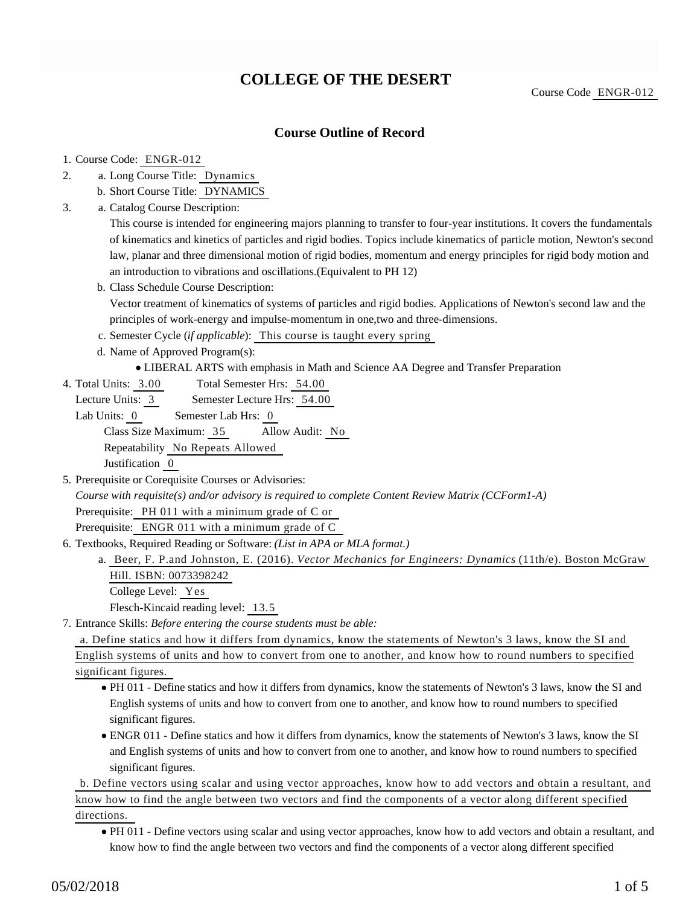# COLLEGE OF THE DESERT

Course Code ENGR-012

## Course Outline of Record

1. Course Code: ENGR-012
2. a. Long Course Title: Dynamics
   b. Short Course Title: DYNAMICS
3. a. Catalog Course Description:

   This course is intended for engineering majors planning to transfer to four-year institutions. It covers the fundamentals of kinematics and kinetics of particles and rigid bodies. Topics include kinematics of particle motion, Newton's second law, planar and three dimensional motion of rigid bodies, momentum and energy principles for rigid body motion and an introduction to vibrations and oscillations.(Equivalent to PH 12)

   b. Class Schedule Course Description:

   Vector treatment of kinematics of systems of particles and rigid bodies. Applications of Newton's second law and the principles of work-energy and impulse-momentum in one,two and three-dimensions.

   c. Semester Cycle (*if applicable*): This course is taught every spring

   d. Name of Approved Program(s):

   - LIBERAL ARTS with emphasis in Math and Science AA Degree and Transfer Preparation

4. Total Units: 3.00 Total Semester Hrs: 54.00

   Lecture Units: 3 Semester Lecture Hrs: 54.00

   Lab Units: 0 Semester Lab Hrs: 0

   Class Size Maximum: 35 Allow Audit: No

   Repeatability No Repeats Allowed

   Justification 0

5. Prerequisite or Corequisite Courses or Advisories:

   *Course with requisite(s) and/or advisory is required to complete Content Review Matrix (CCForm1-A)*

   Prerequisite: PH 011 with a minimum grade of C or

   Prerequisite: ENGR 011 with a minimum grade of C

6. Textbooks, Required Reading or Software: *(List in APA or MLA format.)*

   a. Beer, F. P.and Johnston, E. (2016). *Vector Mechanics for Engineers: Dynamics* (11th/e). Boston McGraw Hill. ISBN: 0073398242

   College Level: Yes

   Flesch-Kincaid reading level: 13.5

7. Entrance Skills: *Before entering the course students must be able:*

   a. Define statics and how it differs from dynamics, know the statements of Newton's 3 laws, know the SI and English systems of units and how to convert from one to another, and know how to round numbers to specified significant figures.

   - PH 011 - Define statics and how it differs from dynamics, know the statements of Newton's 3 laws, know the SI and English systems of units and how to convert from one to another, and know how to round numbers to specified significant figures.
   - ENGR 011 - Define statics and how it differs from dynamics, know the statements of Newton's 3 laws, know the SI and English systems of units and how to convert from one to another, and know how to round numbers to specified significant figures.

   b. Define vectors using scalar and using vector approaches, know how to add vectors and obtain a resultant, and know how to find the angle between two vectors and find the components of a vector along different specified directions.

   - PH 011 - Define vectors using scalar and using vector approaches, know how to add vectors and obtain a resultant, and know how to find the angle between two vectors and find the components of a vector along different specified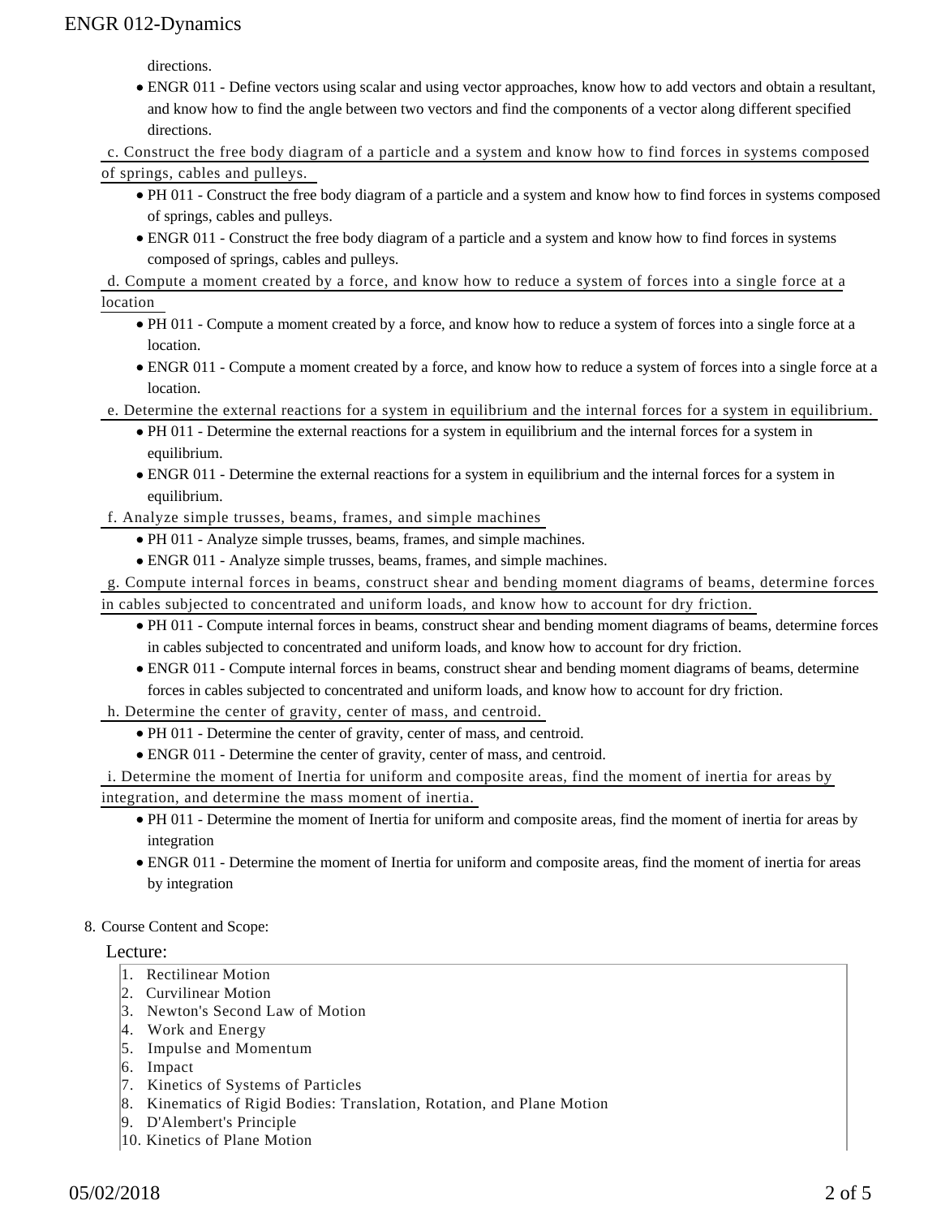directions.

- ENGR 011 - Define vectors using scalar and using vector approaches, know how to add vectors and obtain a resultant, and know how to find the angle between two vectors and find the components of a vector along different specified directions.

c. Construct the free body diagram of a particle and a system and know how to find forces in systems composed of springs, cables and pulleys.

- PH 011 - Construct the free body diagram of a particle and a system and know how to find forces in systems composed of springs, cables and pulleys.
- ENGR 011 - Construct the free body diagram of a particle and a system and know how to find forces in systems composed of springs, cables and pulleys.

d. Compute a moment created by a force, and know how to reduce a system of forces into a single force at a location

- PH 011 - Compute a moment created by a force, and know how to reduce a system of forces into a single force at a location.
- ENGR 011 - Compute a moment created by a force, and know how to reduce a system of forces into a single force at a location.

e. Determine the external reactions for a system in equilibrium and the internal forces for a system in equilibrium.

- PH 011 - Determine the external reactions for a system in equilibrium and the internal forces for a system in equilibrium.
- ENGR 011 - Determine the external reactions for a system in equilibrium and the internal forces for a system in equilibrium.

f. Analyze simple trusses, beams, frames, and simple machines

- PH 011 - Analyze simple trusses, beams, frames, and simple machines.
- ENGR 011 - Analyze simple trusses, beams, frames, and simple machines.

g. Compute internal forces in beams, construct shear and bending moment diagrams of beams, determine forces in cables subjected to concentrated and uniform loads, and know how to account for dry friction.

- PH 011 - Compute internal forces in beams, construct shear and bending moment diagrams of beams, determine forces in cables subjected to concentrated and uniform loads, and know how to account for dry friction.
- ENGR 011 - Compute internal forces in beams, construct shear and bending moment diagrams of beams, determine forces in cables subjected to concentrated and uniform loads, and know how to account for dry friction.

h. Determine the center of gravity, center of mass, and centroid.

- PH 011 - Determine the center of gravity, center of mass, and centroid.
- ENGR 011 - Determine the center of gravity, center of mass, and centroid.

i. Determine the moment of Inertia for uniform and composite areas, find the moment of inertia for areas by integration, and determine the mass moment of inertia.

- PH 011 - Determine the moment of Inertia for uniform and composite areas, find the moment of inertia for areas by integration
- ENGR 011 - Determine the moment of Inertia for uniform and composite areas, find the moment of inertia for areas by integration

8. Course Content and Scope:

Lecture:

1. Rectilinear Motion
2. Curvilinear Motion
3. Newton's Second Law of Motion
4. Work and Energy
5. Impulse and Momentum
6. Impact
7. Kinetics of Systems of Particles
8. Kinematics of Rigid Bodies: Translation, Rotation, and Plane Motion
9. D'Alembert's Principle
10. Kinetics of Plane Motion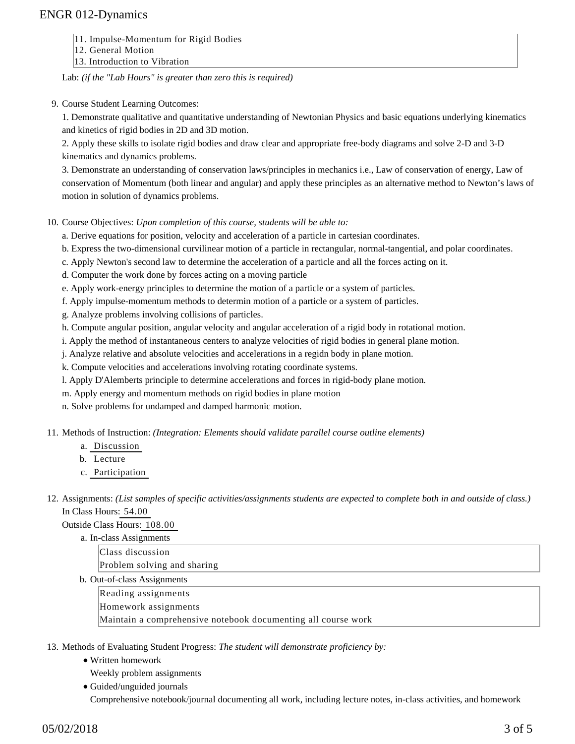11. Impulse-Momentum for Rigid Bodies
12. General Motion
13. Introduction to Vibration

Lab: *(if the "Lab Hours" is greater than zero this is required)*

9. Course Student Learning Outcomes:

   1. Demonstrate qualitative and quantitative understanding of Newtonian Physics and basic equations underlying kinematics and kinetics of rigid bodies in 2D and 3D motion.

   2. Apply these skills to isolate rigid bodies and draw clear and appropriate free-body diagrams and solve 2-D and 3-D kinematics and dynamics problems.

   3. Demonstrate an understanding of conservation laws/principles in mechanics i.e., Law of conservation of energy, Law of conservation of Momentum (both linear and angular) and apply these principles as an alternative method to Newton's laws of motion in solution of dynamics problems.

10. Course Objectives: *Upon completion of this course, students will be able to:*

    a. Derive equations for position, velocity and acceleration of a particle in cartesian coordinates.

    b. Express the two-dimensional curvilinear motion of a particle in rectangular, normal-tangential, and polar coordinates.

    c. Apply Newton's second law to determine the acceleration of a particle and all the forces acting on it.

    d. Computer the work done by forces acting on a moving particle

    e. Apply work-energy principles to determine the motion of a particle or a system of particles.

    f. Apply impulse-momentum methods to determin motion of a particle or a system of particles.

    g. Analyze problems involving collisions of particles.

    h. Compute angular position, angular velocity and angular acceleration of a rigid body in rotational motion.

    i. Apply the method of instantaneous centers to analyze velocities of rigid bodies in general plane motion.

    j. Analyze relative and absolute velocities and accelerations in a regidn body in plane motion.

    k. Compute velocities and accelerations involving rotating coordinate systems.

    l. Apply D'Alemberts principle to determine accelerations and forces in rigid-body plane motion.

    m. Apply energy and momentum methods on rigid bodies in plane motion

    n. Solve problems for undamped and damped harmonic motion.

11. Methods of Instruction: *(Integration: Elements should validate parallel course outline elements)*

    a. Discussion
    b. Lecture
    c. Participation

12. Assignments: *(List samples of specific activities/assignments students are expected to complete both in and outside of class.)*

    In Class Hours: 54.00

    Outside Class Hours: 108.00

    a. In-class Assignments

       Class discussion
       Problem solving and sharing

    b. Out-of-class Assignments

       Reading assignments
       Homework assignments
       Maintain a comprehensive notebook documenting all course work

13. Methods of Evaluating Student Progress: *The student will demonstrate proficiency by:*

    - Written homework
      Weekly problem assignments
    - Guided/unguided journals
      Comprehensive notebook/journal documenting all work, including lecture notes, in-class activities, and homework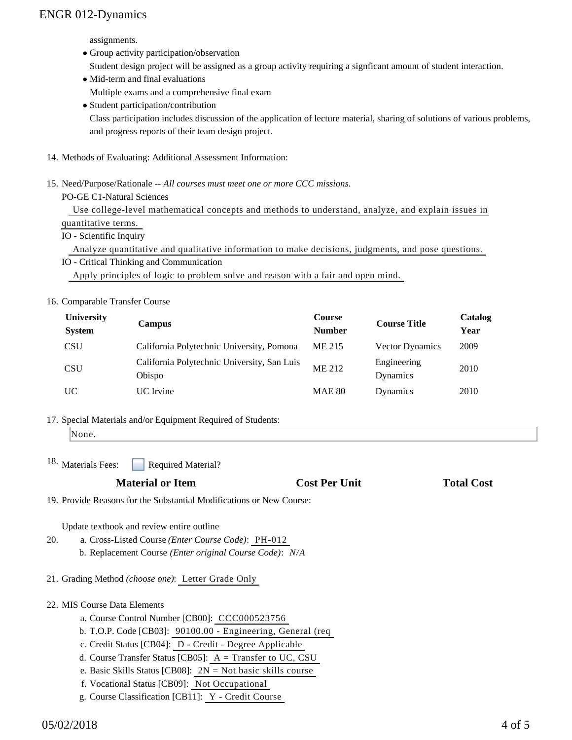assignments.

- Group activity participation/observation
  Student design project will be assigned as a group activity requiring a signficant amount of student interaction.
- Mid-term and final evaluations
  Multiple exams and a comprehensive final exam
- Student participation/contribution
  Class participation includes discussion of the application of lecture material, sharing of solutions of various problems, and progress reports of their team design project.

14. Methods of Evaluating: Additional Assessment Information:

15. Need/Purpose/Rationale -- *All courses must meet one or more CCC missions.*

    PO-GE C1-Natural Sciences
    Use college-level mathematical concepts and methods to understand, analyze, and explain issues in quantitative terms.

    IO - Scientific Inquiry
    Analyze quantitative and qualitative information to make decisions, judgments, and pose questions.

    IO - Critical Thinking and Communication
    Apply principles of logic to problem solve and reason with a fair and open mind.

16. Comparable Transfer Course

| University System | Campus | Course Number | Course Title | Catalog Year |
|---|---|---|---|---|
| CSU | California Polytechnic University, Pomona | ME 215 | Vector Dynamics | 2009 |
| CSU | California Polytechnic University, San Luis Obispo | ME 212 | Engineering Dynamics | 2010 |
| UC | UC Irvine | MAE 80 | Dynamics | 2010 |

17. Special Materials and/or Equipment Required of Students:
    None.

18. Materials Fees: ☐ Required Material?

| Material or Item | Cost Per Unit | Total Cost |
|---|---|---|

19. Provide Reasons for the Substantial Modifications or New Course:

    Update textbook and review entire outline

20. a. Cross-Listed Course *(Enter Course Code)*: PH-012
    b. Replacement Course *(Enter original Course Code)*: *N/A*

21. Grading Method *(choose one)*: Letter Grade Only

22. MIS Course Data Elements
    a. Course Control Number [CB00]: CCC000523756
    b. T.O.P. Code [CB03]: 90100.00 - Engineering, General (req
    c. Credit Status [CB04]: D - Credit - Degree Applicable
    d. Course Transfer Status [CB05]: A = Transfer to UC, CSU
    e. Basic Skills Status [CB08]: 2N = Not basic skills course
    f. Vocational Status [CB09]: Not Occupational
    g. Course Classification [CB11]: Y - Credit Course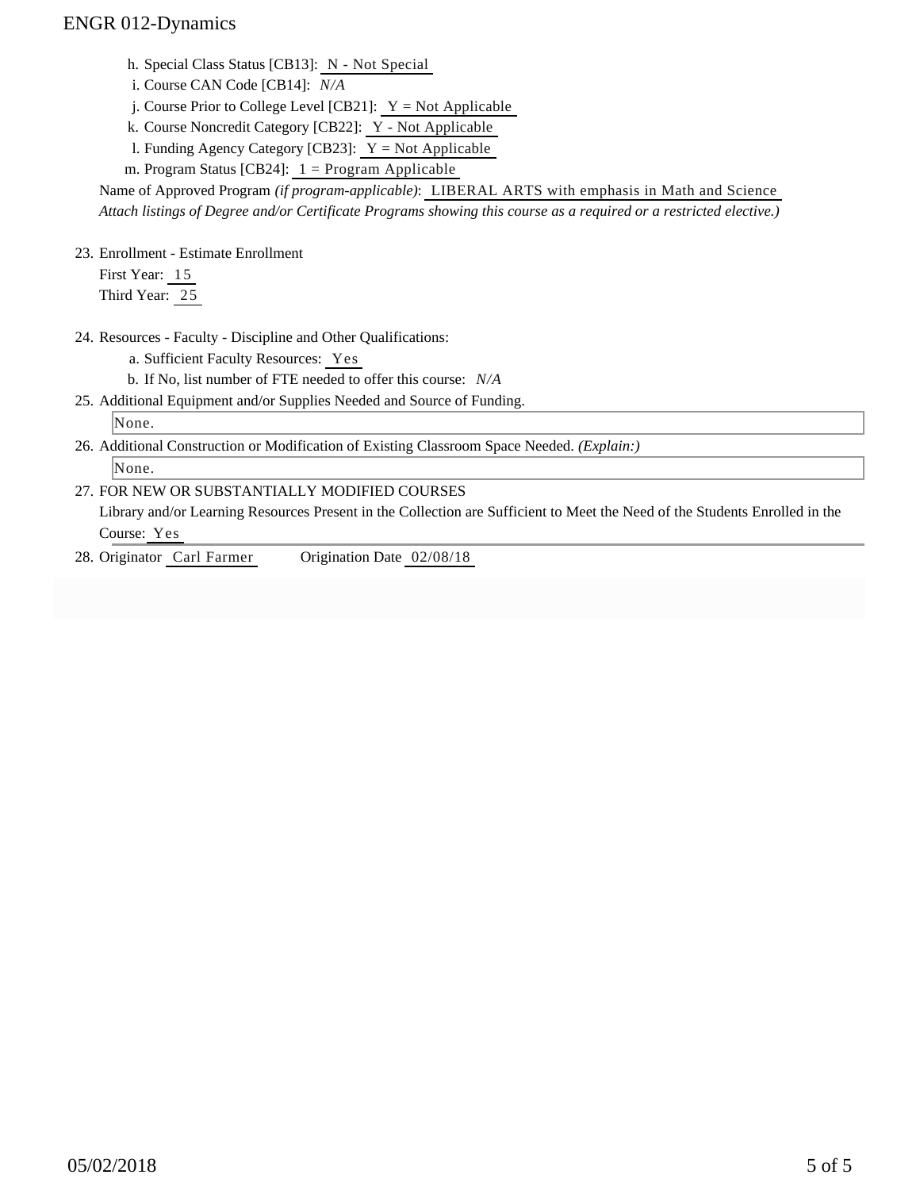h. Special Class Status [CB13]: N - Not Special

i. Course CAN Code [CB14]: *N/A*

j. Course Prior to College Level [CB21]: Y = Not Applicable

k. Course Noncredit Category [CB22]: Y - Not Applicable

l. Funding Agency Category [CB23]: Y = Not Applicable

m. Program Status [CB24]: 1 = Program Applicable

Name of Approved Program *(if program-applicable)*: LIBERAL ARTS with emphasis in Math and Science

*Attach listings of Degree and/or Certificate Programs showing this course as a required or a restricted elective.)*

23. Enrollment - Estimate Enrollment

    First Year: 15

    Third Year: 25

24. Resources - Faculty - Discipline and Other Qualifications:

    a. Sufficient Faculty Resources: Yes

    b. If No, list number of FTE needed to offer this course: *N/A*

25. Additional Equipment and/or Supplies Needed and Source of Funding.

    None.

26. Additional Construction or Modification of Existing Classroom Space Needed. *(Explain:)*

    None.

27. FOR NEW OR SUBSTANTIALLY MODIFIED COURSES

    Library and/or Learning Resources Present in the Collection are Sufficient to Meet the Need of the Students Enrolled in the Course: Yes

28. Originator Carl Farmer Origination Date 02/08/18